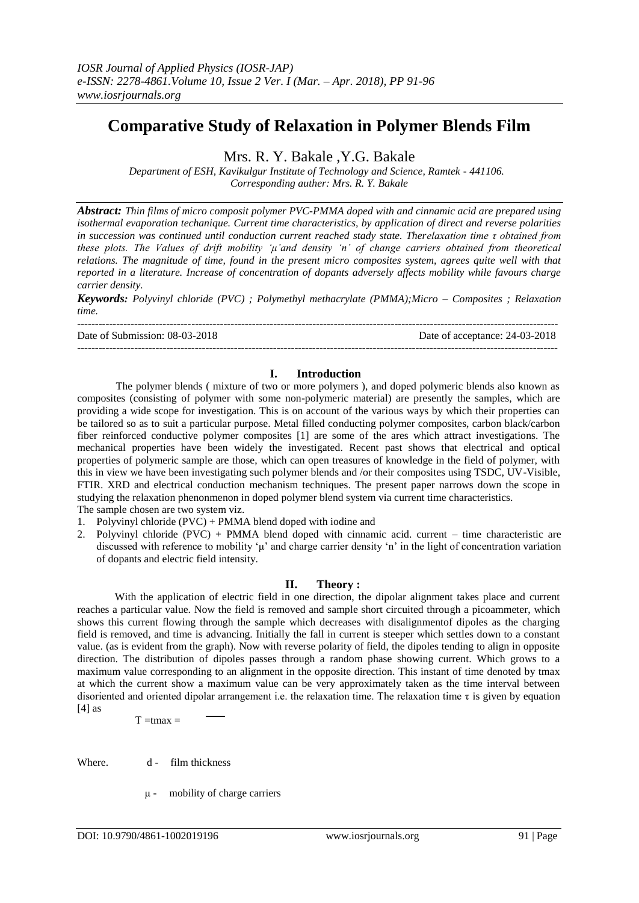# Comparative Study of Relaxation in Polymer Blends Film

Mrs. R. Y. Bakale ,Y.G. Bakale

*Department of ESH, Kavikulgur Institute of Technology and Science, Ramtek - 441106.*
*Corresponding auther: Mrs. R. Y. Bakale*

***Abstract:** Thin films of micro composit polymer PVC-PMMA doped with and cinnamic acid are prepared using isothermal evaporation techanique. Current time characteristics, by application of direct and reverse polarities in succession was continued until conduction current reached stady state. Therelaxation time τ obtained from these plots. The Values of drift mobility 'μ'and density 'n' of change carriers obtained from theoretical relations. The magnitude of time, found in the present micro composites system, agrees quite well with that reported in a literature. Increase of concentration of dopants adversely affects mobility while favours charge carrier density.*

***Keywords:** Polyvinyl chloride (PVC) ; Polymethyl methacrylate (PMMA);Micro – Composites ; Relaxation time.*

Date of Submission: 08-03-2018 Date of acceptance: 24-03-2018

## I. Introduction

The polymer blends ( mixture of two or more polymers ), and doped polymeric blends also known as composites (consisting of polymer with some non-polymeric material) are presently the samples, which are providing a wide scope for investigation. This is on account of the various ways by which their properties can be tailored so as to suit a particular purpose. Metal filled conducting polymer composites, carbon black/carbon fiber reinforced conductive polymer composites [1] are some of the ares which attract investigations. The mechanical properties have been widely the investigated. Recent past shows that electrical and optical properties of polymeric sample are those, which can open treasures of knowledge in the field of polymer, with this in view we have been investigating such polymer blends and /or their composites using TSDC, UV-Visible, FTIR. XRD and electrical conduction mechanism techniques. The present paper narrows down the scope in studying the relaxation phenonmenon in doped polymer blend system via current time characteristics.
The sample chosen are two system viz.

1. Polyvinyl chloride (PVC) + PMMA blend doped with iodine and
2. Polyvinyl chloride (PVC) + PMMA blend doped with cinnamic acid. current – time characteristic are discussed with reference to mobility 'μ' and charge carrier density 'n' in the light of concentration variation of dopants and electric field intensity.

## II. Theory :

With the application of electric field in one direction, the dipolar alignment takes place and current reaches a particular value. Now the field is removed and sample short circuited through a picoammeter, which shows this current flowing through the sample which decreases with disalignmentof dipoles as the charging field is removed, and time is advancing. Initially the fall in current is steeper which settles down to a constant value. (as is evident from the graph). Now with reverse polarity of field, the dipoles tending to align in opposite direction. The distribution of dipoles passes through a random phase showing current. Which grows to a maximum value corresponding to an alignment in the opposite direction. This instant of time denoted by tmax at which the current show a maximum value can be very approximately taken as the time interval between disoriented and oriented dipolar arrangement i.e. the relaxation time. The relaxation time τ is given by equation [4] as

$$T = t_{max} = $$

Where. d - film thickness

μ - mobility of charge carriers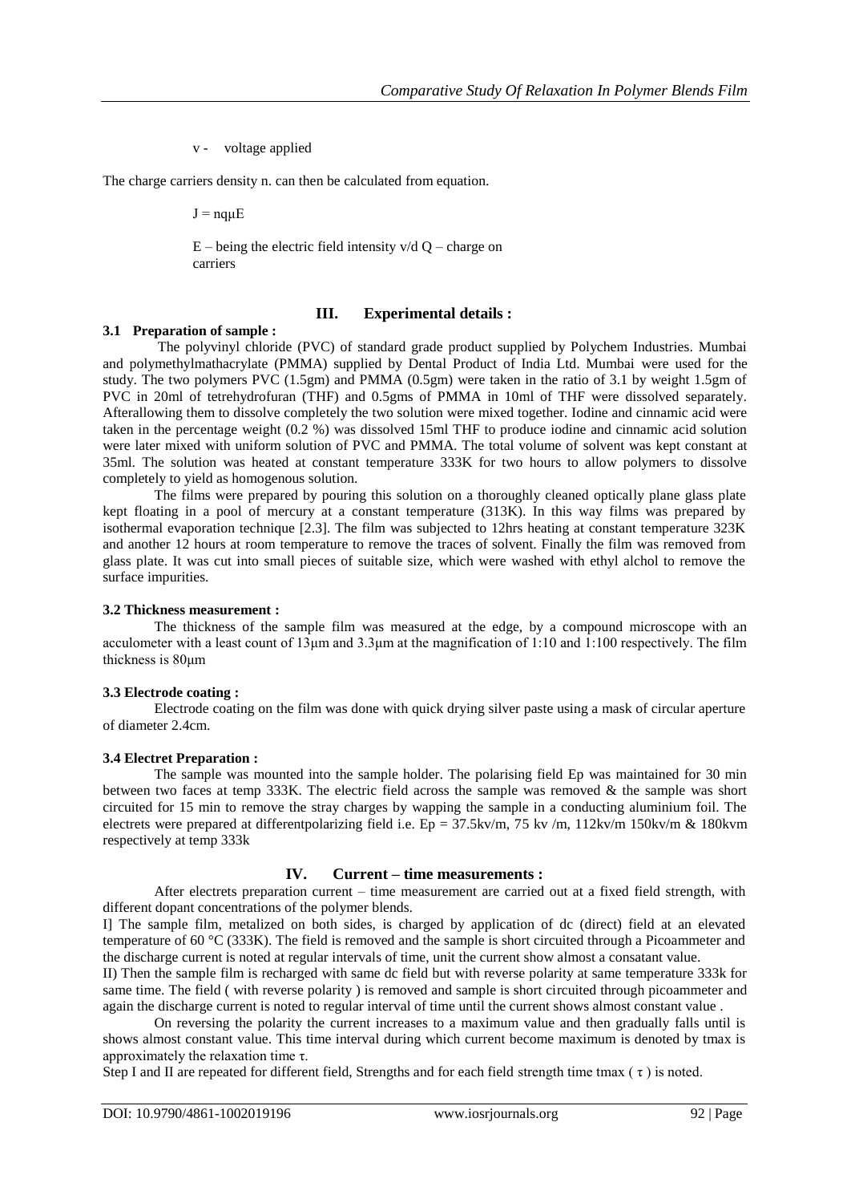v - voltage applied

The charge carriers density n. can then be calculated from equation.

$J = nq\mu E$

E – being the electric field intensity v/d Q – charge on carriers

## III. Experimental details :

### 3.1 Preparation of sample :

The polyvinyl chloride (PVC) of standard grade product supplied by Polychem Industries. Mumbai and polymethylmathacrylate (PMMA) supplied by Dental Product of India Ltd. Mumbai were used for the study. The two polymers PVC (1.5gm) and PMMA (0.5gm) were taken in the ratio of 3.1 by weight 1.5gm of PVC in 20ml of tetrehydrofuran (THF) and 0.5gms of PMMA in 10ml of THF were dissolved separately. Afterallowing them to dissolve completely the two solution were mixed together. Iodine and cinnamic acid were taken in the percentage weight (0.2 %) was dissolved 15ml THF to produce iodine and cinnamic acid solution were later mixed with uniform solution of PVC and PMMA. The total volume of solvent was kept constant at 35ml. The solution was heated at constant temperature 333K for two hours to allow polymers to dissolve completely to yield as homogenous solution.

The films were prepared by pouring this solution on a thoroughly cleaned optically plane glass plate kept floating in a pool of mercury at a constant temperature (313K). In this way films was prepared by isothermal evaporation technique [2.3]. The film was subjected to 12hrs heating at constant temperature 323K and another 12 hours at room temperature to remove the traces of solvent. Finally the film was removed from glass plate. It was cut into small pieces of suitable size, which were washed with ethyl alchol to remove the surface impurities.

### 3.2 Thickness measurement :

The thickness of the sample film was measured at the edge, by a compound microscope with an acculometer with a least count of 13μm and 3.3μm at the magnification of 1:10 and 1:100 respectively. The film thickness is 80μm

### 3.3 Electrode coating :

Electrode coating on the film was done with quick drying silver paste using a mask of circular aperture of diameter 2.4cm.

### 3.4 Electret Preparation :

The sample was mounted into the sample holder. The polarising field Ep was maintained for 30 min between two faces at temp 333K. The electric field across the sample was removed & the sample was short circuited for 15 min to remove the stray charges by wapping the sample in a conducting aluminium foil. The electrets were prepared at differentpolarizing field i.e. Ep = 37.5kv/m, 75 kv /m, 112kv/m 150kv/m & 180kvm respectively at temp 333k

## IV. Current – time measurements :

After electrets preparation current – time measurement are carried out at a fixed field strength, with different dopant concentrations of the polymer blends.

I] The sample film, metalized on both sides, is charged by application of dc (direct) field at an elevated temperature of 60 °C (333K). The field is removed and the sample is short circuited through a Picoammeter and the discharge current is noted at regular intervals of time, unit the current show almost a consatant value.

II) Then the sample film is recharged with same dc field but with reverse polarity at same temperature 333k for same time. The field ( with reverse polarity ) is removed and sample is short circuited through picoammeter and again the discharge current is noted to regular interval of time until the current shows almost constant value .

On reversing the polarity the current increases to a maximum value and then gradually falls until is shows almost constant value. This time interval during which current become maximum is denoted by tmax is approximately the relaxation time τ.

Step I and II are repeated for different field, Strengths and for each field strength time tmax ( τ ) is noted.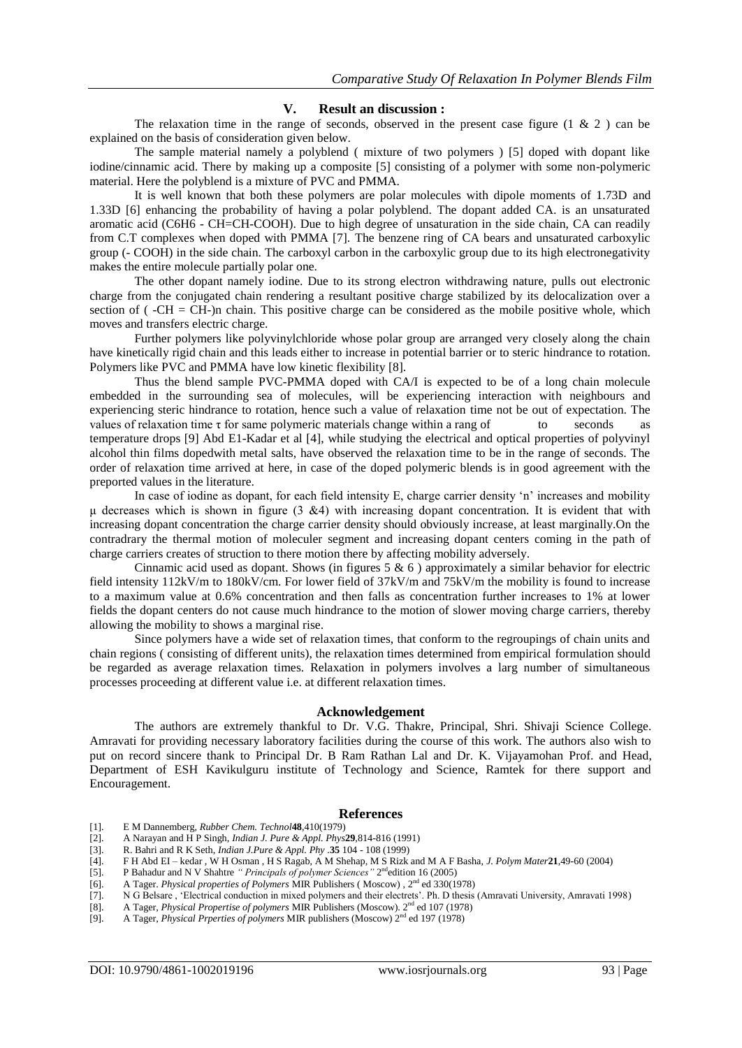## V. Result an discussion :

The relaxation time in the range of seconds, observed in the present case figure (1 & 2 ) can be explained on the basis of consideration given below.

The sample material namely a polyblend ( mixture of two polymers ) [5] doped with dopant like iodine/cinnamic acid. There by making up a composite [5] consisting of a polymer with some non-polymeric material. Here the polyblend is a mixture of PVC and PMMA.

It is well known that both these polymers are polar molecules with dipole moments of 1.73D and 1.33D [6] enhancing the probability of having a polar polyblend. The dopant added CA. is an unsaturated aromatic acid ($C_6H_6$ - CH=CH-COOH). Due to high degree of unsaturation in the side chain, CA can readily from C.T complexes when doped with PMMA [7]. The benzene ring of CA bears and unsaturated carboxylic group (- COOH) in the side chain. The carboxyl carbon in the carboxylic group due to its high electronegativity makes the entire molecule partially polar one.

The other dopant namely iodine. Due to its strong electron withdrawing nature, pulls out electronic charge from the conjugated chain rendering a resultant positive charge stabilized by its delocalization over a section of ( -CH = CH-)n chain. This positive charge can be considered as the mobile positive whole, which moves and transfers electric charge.

Further polymers like polyvinylchloride whose polar group are arranged very closely along the chain have kinetically rigid chain and this leads either to increase in potential barrier or to steric hindrance to rotation. Polymers like PVC and PMMA have low kinetic flexibility [8].

Thus the blend sample PVC-PMMA doped with CA/I is expected to be of a long chain molecule embedded in the surrounding sea of molecules, will be experiencing interaction with neighbours and experiencing steric hindrance to rotation, hence such a value of relaxation time not be out of expectation. The values of relaxation time $\tau$ for same polymeric materials change within a rang of to seconds as temperature drops [9] Abd E1-Kadar et al [4], while studying the electrical and optical properties of polyvinyl alcohol thin films dopedwith metal salts, have observed the relaxation time to be in the range of seconds. The order of relaxation time arrived at here, in case of the doped polymeric blends is in good agreement with the preported values in the literature.

In case of iodine as dopant, for each field intensity E, charge carrier density 'n' increases and mobility $\mu$ decreases which is shown in figure (3 &4) with increasing dopant concentration. It is evident that with increasing dopant concentration the charge carrier density should obviously increase, at least marginally.On the contradrary the thermal motion of moleculer segment and increasing dopant centers coming in the path of charge carriers creates of struction to there motion there by affecting mobility adversely.

Cinnamic acid used as dopant. Shows (in figures 5 & 6 ) approximately a similar behavior for electric field intensity 112kV/m to 180kV/cm. For lower field of 37kV/m and 75kV/m the mobility is found to increase to a maximum value at 0.6% concentration and then falls as concentration further increases to 1% at lower fields the dopant centers do not cause much hindrance to the motion of slower moving charge carriers, thereby allowing the mobility to shows a marginal rise.

Since polymers have a wide set of relaxation times, that conform to the regroupings of chain units and chain regions ( consisting of different units), the relaxation times determined from empirical formulation should be regarded as average relaxation times. Relaxation in polymers involves a larg number of simultaneous processes proceeding at different value i.e. at different relaxation times.

## Acknowledgement

The authors are extremely thankful to Dr. V.G. Thakre, Principal, Shri. Shivaji Science College. Amravati for providing necessary laboratory facilities during the course of this work. The authors also wish to put on record sincere thank to Principal Dr. B Ram Rathan Lal and Dr. K. Vijayamohan Prof. and Head, Department of ESH Kavikulguru institute of Technology and Science, Ramtek for there support and Encouragement.

## References

[1]. E M Dannemberg, *Rubber Chem. Technol* **48**,410(1979)
[2]. A Narayan and H P Singh, *Indian J. Pure & Appl. Phys* **29**,814-816 (1991)
[3]. R. Bahri and R K Seth, *Indian J.Pure & Appl. Phy* .**35** 104 - 108 (1999)
[4]. F H Abd EI – kedar , W H Osman , H S Ragab, A M Shehap, M S Rizk and M A F Basha, *J. Polym Mater* **21**,49-60 (2004)
[5]. P Bahadur and N V Shahtre *" Principals of polymer Sciences"* 2nd edition 16 (2005)
[6]. A Tager. *Physical properties of Polymers* MIR Publishers ( Moscow) , 2nd ed 330(1978)
[7]. N G Belsare , 'Electrical conduction in mixed polymers and their electrets'. Ph. D thesis (Amravati University, Amravati 1998)
[8]. A Tager, *Physical Propertise of polymers* MIR Publishers (Moscow). 2nd ed 107 (1978)
[9]. A Tager, *Physical Prperties of polymers* MIR publishers (Moscow) 2nd ed 197 (1978)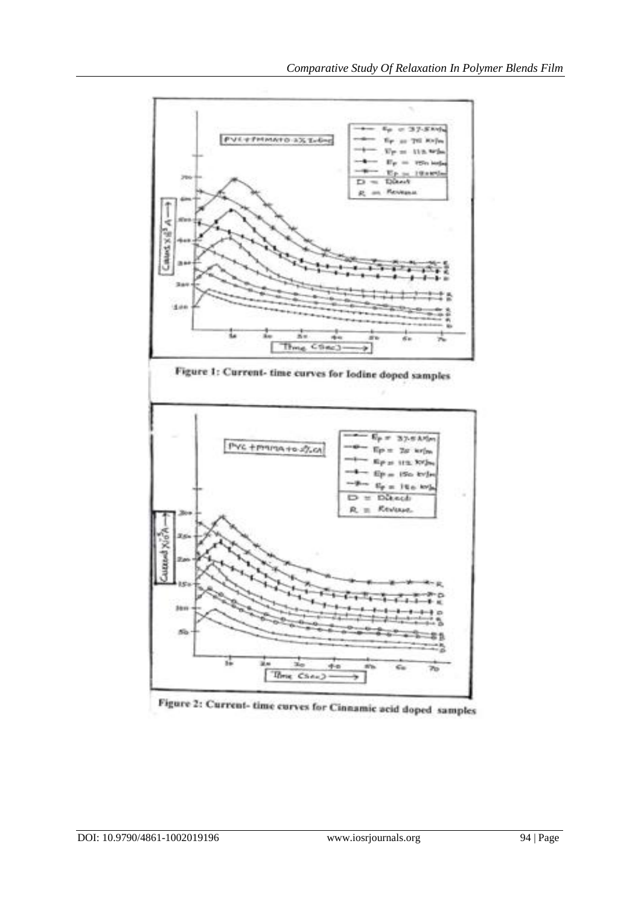Figure 1: Current- time curves for Iodine doped samples

Figure 2: Current- time curves for Cinnamic acid doped samples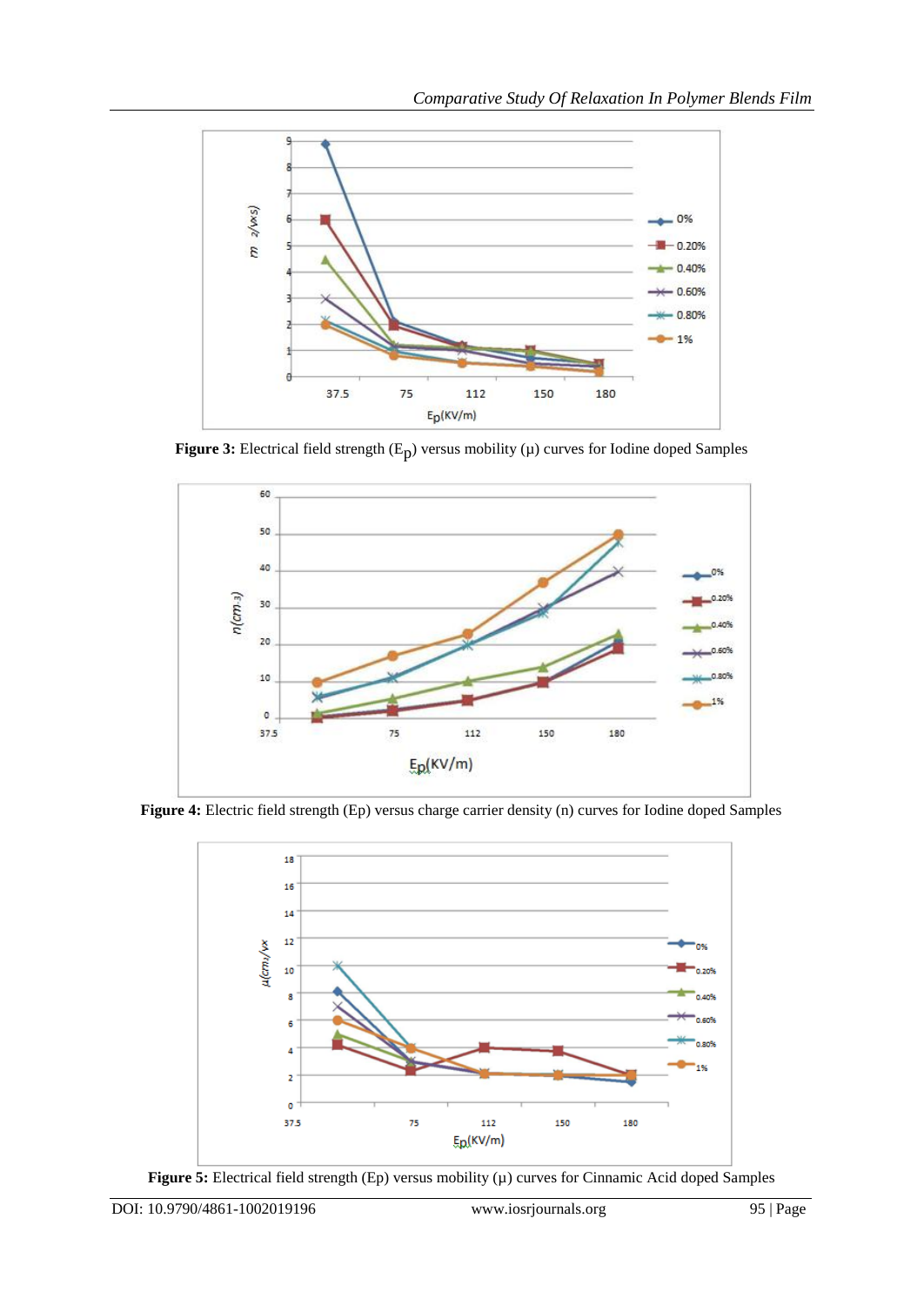**Figure 3:** Electrical field strength ($E_p$) versus mobility ($\mu$) curves for Iodine doped Samples

**Figure 4:** Electric field strength (Ep) versus charge carrier density (n) curves for Iodine doped Samples

**Figure 5:** Electrical field strength (Ep) versus mobility ($\mu$) curves for Cinnamic Acid doped Samples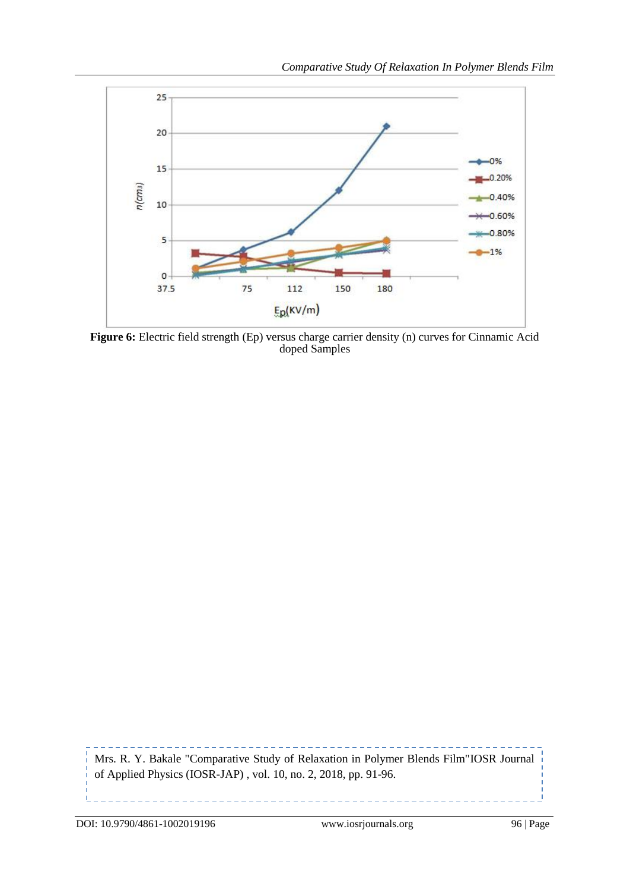25
20
15
10
5
0

n(cm3)

37.5
75
112
150
180

Ep(KV/m)

0%
0.20%
0.40%
0.60%
0.80%
1%

**Figure 6:** Electric field strength (Ep) versus charge carrier density (n) curves for Cinnamic Acid doped Samples

Mrs. R. Y. Bakale "Comparative Study of Relaxation in Polymer Blends Film"IOSR Journal of Applied Physics (IOSR-JAP) , vol. 10, no. 2, 2018, pp. 91-96.